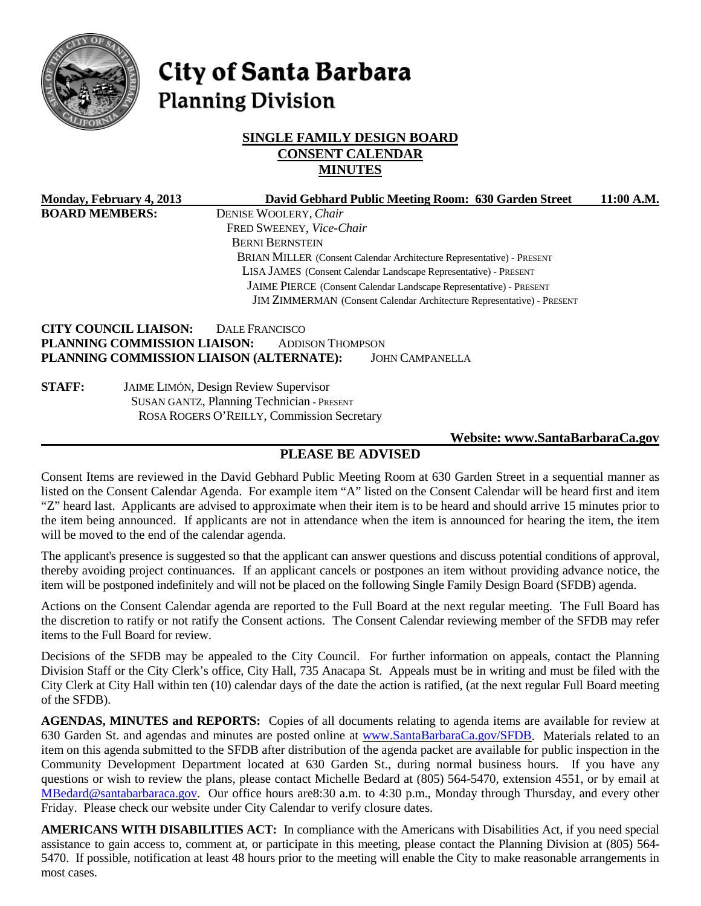# City of Santa Barbara
## Planning Division

### SINGLE FAMILY DESIGN BOARD
### CONSENT CALENDAR
### MINUTES

**Monday, February 4, 2013** **David Gebhard Public Meeting Room: 630 Garden Street** **11:00 A.M.**

**BOARD MEMBERS:**
DENISE WOOLERY, *Chair*
FRED SWEENEY, *Vice-Chair*
BERNI BERNSTEIN
BRIAN MILLER (Consent Calendar Architecture Representative) - PRESENT
LISA JAMES (Consent Calendar Landscape Representative) - PRESENT
JAIME PIERCE (Consent Calendar Landscape Representative) - PRESENT
JIM ZIMMERMAN (Consent Calendar Architecture Representative) - PRESENT

**CITY COUNCIL LIAISON:** DALE FRANCISCO
**PLANNING COMMISSION LIAISON:** ADDISON THOMPSON
**PLANNING COMMISSION LIAISON (ALTERNATE):** JOHN CAMPANELLA

**STAFF:**
JAIME LIMÓN, Design Review Supervisor
SUSAN GANTZ, Planning Technician - PRESENT
ROSA ROGERS O'REILLY, Commission Secretary

**Website: www.SantaBarbaraCa.gov**

## PLEASE BE ADVISED

Consent Items are reviewed in the David Gebhard Public Meeting Room at 630 Garden Street in a sequential manner as listed on the Consent Calendar Agenda. For example item "A" listed on the Consent Calendar will be heard first and item "Z" heard last. Applicants are advised to approximate when their item is to be heard and should arrive 15 minutes prior to the item being announced. If applicants are not in attendance when the item is announced for hearing the item, the item will be moved to the end of the calendar agenda.

The applicant's presence is suggested so that the applicant can answer questions and discuss potential conditions of approval, thereby avoiding project continuances. If an applicant cancels or postpones an item without providing advance notice, the item will be postponed indefinitely and will not be placed on the following Single Family Design Board (SFDB) agenda.

Actions on the Consent Calendar agenda are reported to the Full Board at the next regular meeting. The Full Board has the discretion to ratify or not ratify the Consent actions. The Consent Calendar reviewing member of the SFDB may refer items to the Full Board for review.

Decisions of the SFDB may be appealed to the City Council. For further information on appeals, contact the Planning Division Staff or the City Clerk's office, City Hall, 735 Anacapa St. Appeals must be in writing and must be filed with the City Clerk at City Hall within ten (10) calendar days of the date the action is ratified, (at the next regular Full Board meeting of the SFDB).

**AGENDAS, MINUTES and REPORTS:** Copies of all documents relating to agenda items are available for review at 630 Garden St. and agendas and minutes are posted online at www.SantaBarbaraCa.gov/SFDB. Materials related to an item on this agenda submitted to the SFDB after distribution of the agenda packet are available for public inspection in the Community Development Department located at 630 Garden St., during normal business hours. If you have any questions or wish to review the plans, please contact Michelle Bedard at (805) 564-5470, extension 4551, or by email at MBedard@santabarbaraca.gov. Our office hours are8:30 a.m. to 4:30 p.m., Monday through Thursday, and every other Friday. Please check our website under City Calendar to verify closure dates.

**AMERICANS WITH DISABILITIES ACT:** In compliance with the Americans with Disabilities Act, if you need special assistance to gain access to, comment at, or participate in this meeting, please contact the Planning Division at (805) 564-5470. If possible, notification at least 48 hours prior to the meeting will enable the City to make reasonable arrangements in most cases.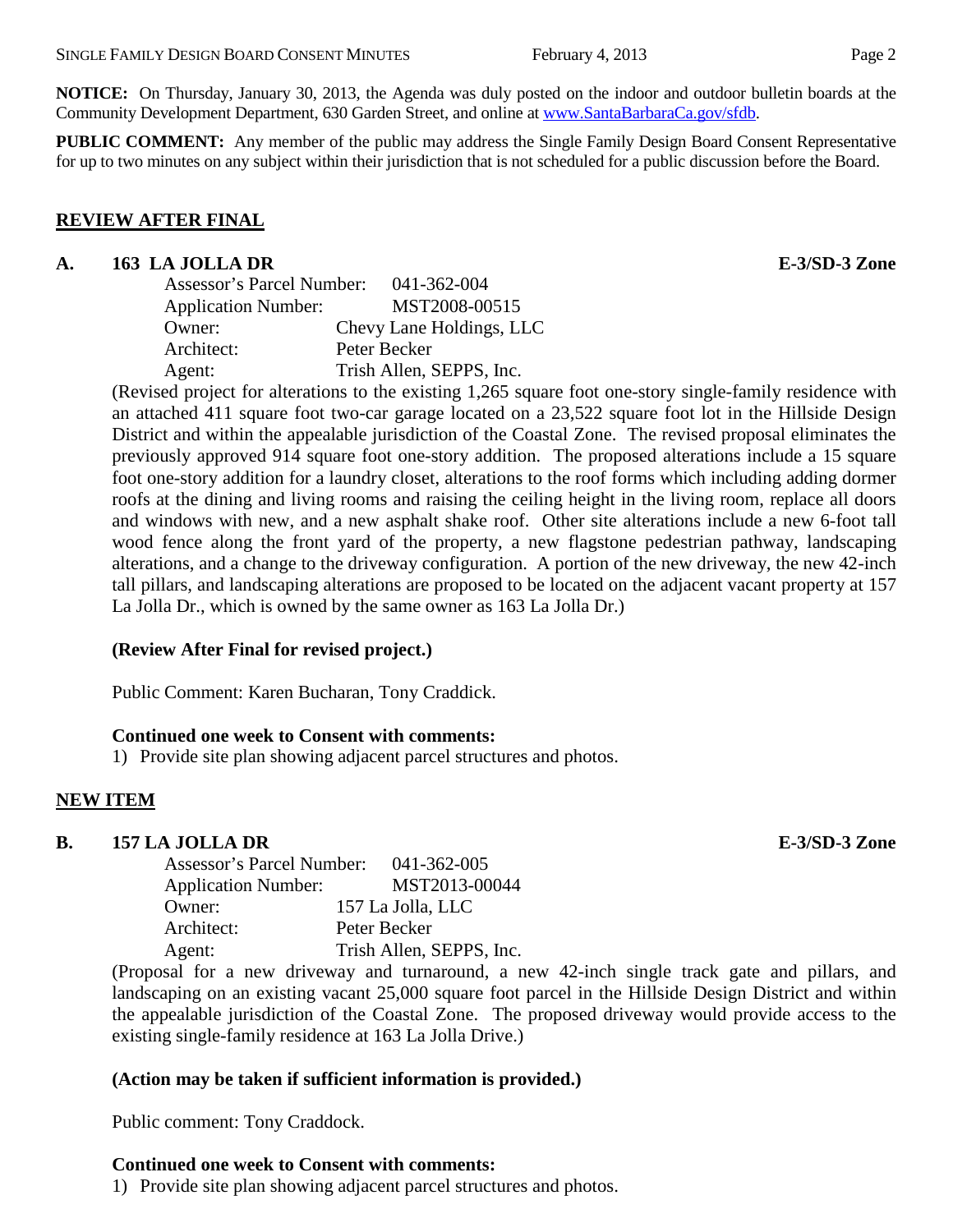**NOTICE:** On Thursday, January 30, 2013, the Agenda was duly posted on the indoor and outdoor bulletin boards at the Community Development Department, 630 Garden Street, and online at www.SantaBarbaraCa.gov/sfdb.

**PUBLIC COMMENT:** Any member of the public may address the Single Family Design Board Consent Representative for up to two minutes on any subject within their jurisdiction that is not scheduled for a public discussion before the Board.

## REVIEW AFTER FINAL

### A. 163 LA JOLLA DR — E-3/SD-3 Zone

Assessor's Parcel Number: 041-362-004
Application Number: MST2008-00515
Owner: Chevy Lane Holdings, LLC
Architect: Peter Becker
Agent: Trish Allen, SEPPS, Inc.

(Revised project for alterations to the existing 1,265 square foot one-story single-family residence with an attached 411 square foot two-car garage located on a 23,522 square foot lot in the Hillside Design District and within the appealable jurisdiction of the Coastal Zone. The revised proposal eliminates the previously approved 914 square foot one-story addition. The proposed alterations include a 15 square foot one-story addition for a laundry closet, alterations to the roof forms which including adding dormer roofs at the dining and living rooms and raising the ceiling height in the living room, replace all doors and windows with new, and a new asphalt shake roof. Other site alterations include a new 6-foot tall wood fence along the front yard of the property, a new flagstone pedestrian pathway, landscaping alterations, and a change to the driveway configuration. A portion of the new driveway, the new 42-inch tall pillars, and landscaping alterations are proposed to be located on the adjacent vacant property at 157 La Jolla Dr., which is owned by the same owner as 163 La Jolla Dr.)

**(Review After Final for revised project.)**

Public Comment: Karen Bucharan, Tony Craddick.

**Continued one week to Consent with comments:**

1) Provide site plan showing adjacent parcel structures and photos.

## NEW ITEM

### B. 157 LA JOLLA DR — E-3/SD-3 Zone

Assessor's Parcel Number: 041-362-005
Application Number: MST2013-00044
Owner: 157 La Jolla, LLC
Architect: Peter Becker
Agent: Trish Allen, SEPPS, Inc.

(Proposal for a new driveway and turnaround, a new 42-inch single track gate and pillars, and landscaping on an existing vacant 25,000 square foot parcel in the Hillside Design District and within the appealable jurisdiction of the Coastal Zone. The proposed driveway would provide access to the existing single-family residence at 163 La Jolla Drive.)

**(Action may be taken if sufficient information is provided.)**

Public comment: Tony Craddock.

**Continued one week to Consent with comments:**

1) Provide site plan showing adjacent parcel structures and photos.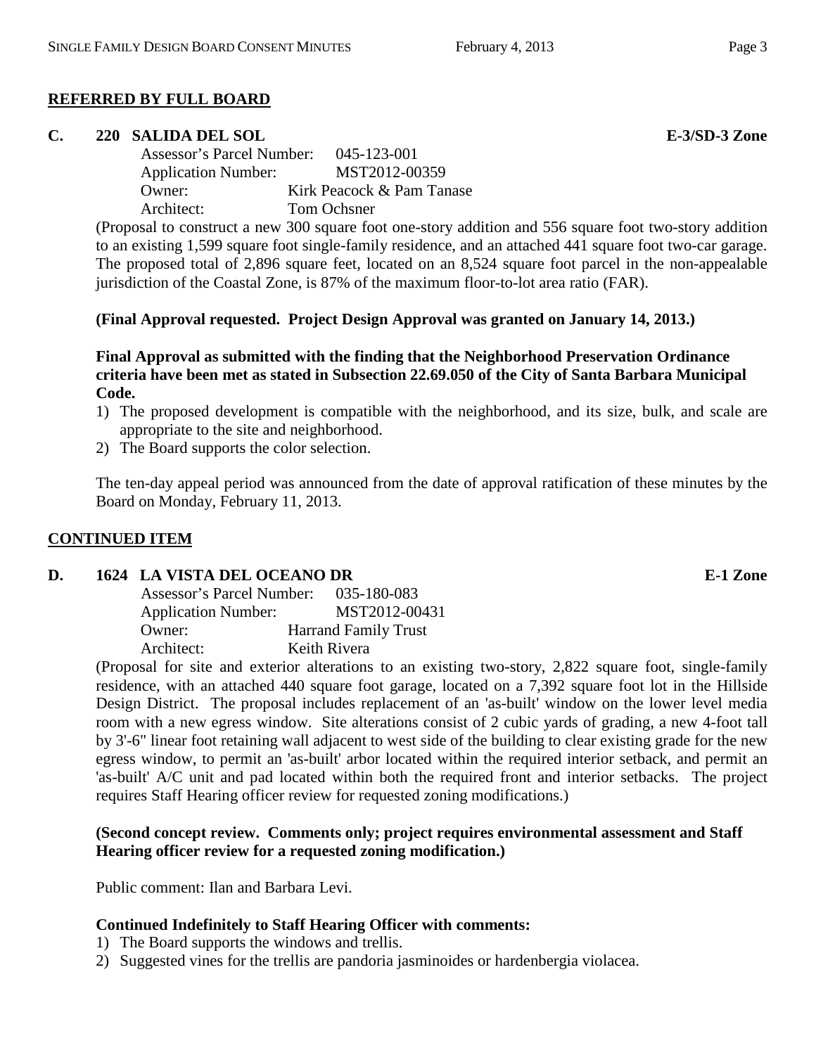## REFERRED BY FULL BOARD

**C. 220 SALIDA DEL SOL** **E-3/SD-3 Zone**

Assessor's Parcel Number: 045-123-001
Application Number: MST2012-00359
Owner: Kirk Peacock & Pam Tanase
Architect: Tom Ochsner

(Proposal to construct a new 300 square foot one-story addition and 556 square foot two-story addition to an existing 1,599 square foot single-family residence, and an attached 441 square foot two-car garage. The proposed total of 2,896 square feet, located on an 8,524 square foot parcel in the non-appealable jurisdiction of the Coastal Zone, is 87% of the maximum floor-to-lot area ratio (FAR).

**(Final Approval requested. Project Design Approval was granted on January 14, 2013.)**

**Final Approval as submitted with the finding that the Neighborhood Preservation Ordinance criteria have been met as stated in Subsection 22.69.050 of the City of Santa Barbara Municipal Code.**

1) The proposed development is compatible with the neighborhood, and its size, bulk, and scale are appropriate to the site and neighborhood.
2) The Board supports the color selection.

The ten-day appeal period was announced from the date of approval ratification of these minutes by the Board on Monday, February 11, 2013.

## CONTINUED ITEM

**D. 1624 LA VISTA DEL OCEANO DR** **E-1 Zone**

Assessor's Parcel Number: 035-180-083
Application Number: MST2012-00431
Owner: Harrand Family Trust
Architect: Keith Rivera

(Proposal for site and exterior alterations to an existing two-story, 2,822 square foot, single-family residence, with an attached 440 square foot garage, located on a 7,392 square foot lot in the Hillside Design District. The proposal includes replacement of an 'as-built' window on the lower level media room with a new egress window. Site alterations consist of 2 cubic yards of grading, a new 4-foot tall by 3'-6" linear foot retaining wall adjacent to west side of the building to clear existing grade for the new egress window, to permit an 'as-built' arbor located within the required interior setback, and permit an 'as-built' A/C unit and pad located within both the required front and interior setbacks. The project requires Staff Hearing officer review for requested zoning modifications.)

**(Second concept review. Comments only; project requires environmental assessment and Staff Hearing officer review for a requested zoning modification.)**

Public comment: Ilan and Barbara Levi.

**Continued Indefinitely to Staff Hearing Officer with comments:**

1) The Board supports the windows and trellis.
2) Suggested vines for the trellis are pandoria jasminoides or hardenbergia violacea.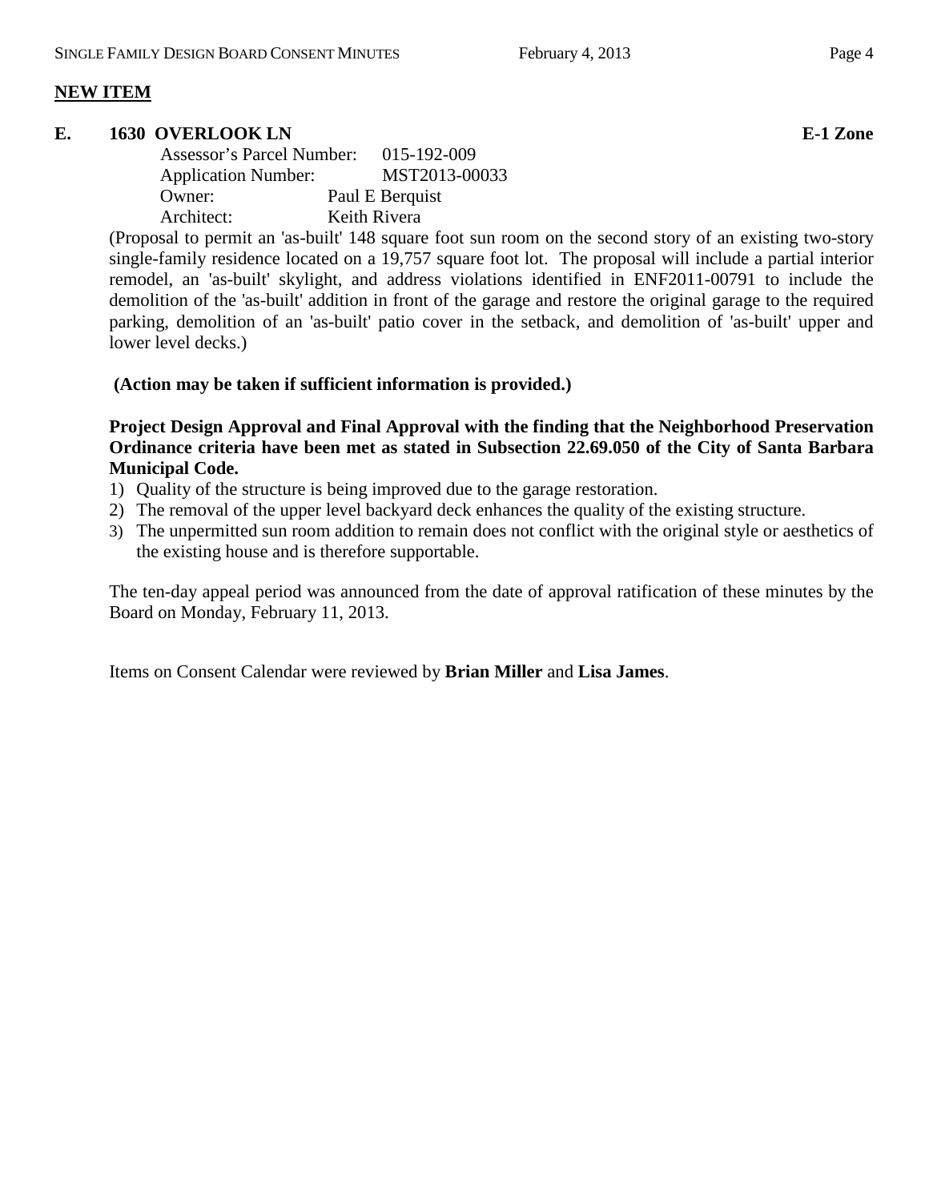**NEW ITEM**

**E. 1630 OVERLOOK LN** **E-1 Zone**

Assessor's Parcel Number: 015-192-009
Application Number: MST2013-00033
Owner: Paul E Berquist
Architect: Keith Rivera

(Proposal to permit an 'as-built' 148 square foot sun room on the second story of an existing two-story single-family residence located on a 19,757 square foot lot. The proposal will include a partial interior remodel, an 'as-built' skylight, and address violations identified in ENF2011-00791 to include the demolition of the 'as-built' addition in front of the garage and restore the original garage to the required parking, demolition of an 'as-built' patio cover in the setback, and demolition of 'as-built' upper and lower level decks.)

**(Action may be taken if sufficient information is provided.)**

**Project Design Approval and Final Approval with the finding that the Neighborhood Preservation Ordinance criteria have been met as stated in Subsection 22.69.050 of the City of Santa Barbara Municipal Code.**

1) Quality of the structure is being improved due to the garage restoration.
2) The removal of the upper level backyard deck enhances the quality of the existing structure.
3) The unpermitted sun room addition to remain does not conflict with the original style or aesthetics of the existing house and is therefore supportable.

The ten-day appeal period was announced from the date of approval ratification of these minutes by the Board on Monday, February 11, 2013.

Items on Consent Calendar were reviewed by **Brian Miller** and **Lisa James**.